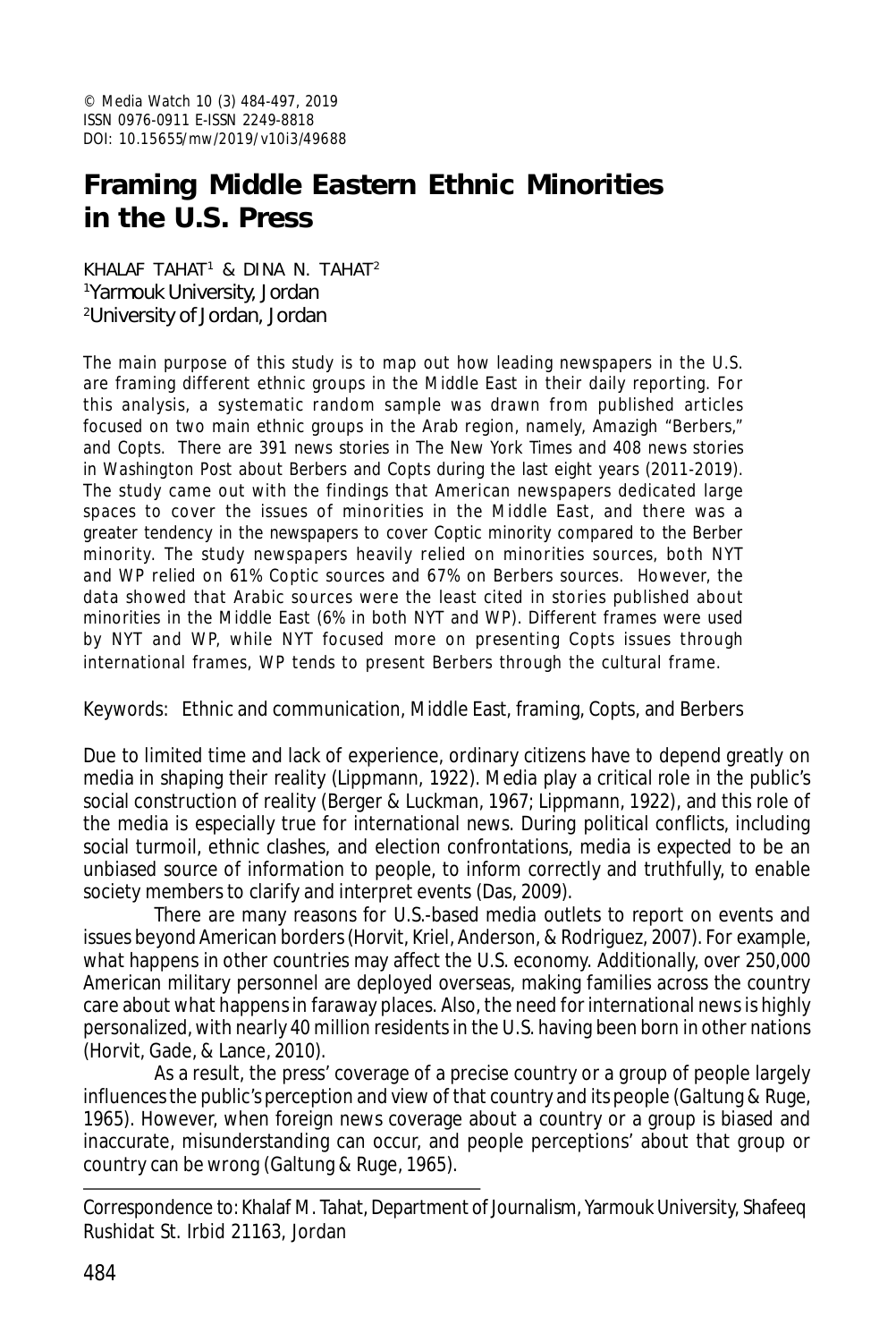© Media Watch 10 (3) 484-497, 2019
ISSN 0976-0911 E-ISSN 2249-8818
DOI: 10.15655/mw/2019/v10i3/49688

# Framing Middle Eastern Ethnic Minorities in the U.S. Press

KHALAF TAHAT[1] & DINA N. TAHAT[2]
[1]Yarmouk University, Jordan
[2]University of Jordan, Jordan

The main purpose of this study is to map out how leading newspapers in the U.S. are framing different ethnic groups in the Middle East in their daily reporting. For this analysis, a systematic random sample was drawn from published articles focused on two main ethnic groups in the Arab region, namely, Amazigh "Berbers," and Copts. There are 391 news stories in The New York Times and 408 news stories in Washington Post about Berbers and Copts during the last eight years (2011-2019). The study came out with the findings that American newspapers dedicated large spaces to cover the issues of minorities in the Middle East, and there was a greater tendency in the newspapers to cover Coptic minority compared to the Berber minority. The study newspapers heavily relied on minorities sources, both NYT and WP relied on 61% Coptic sources and 67% on Berbers sources. However, the data showed that Arabic sources were the least cited in stories published about minorities in the Middle East (6% in both NYT and WP). Different frames were used by NYT and WP, while NYT focused more on presenting Copts issues through international frames, WP tends to present Berbers through the cultural frame.

Keywords: Ethnic and communication, Middle East, framing, Copts, and Berbers

Due to limited time and lack of experience, ordinary citizens have to depend greatly on media in shaping their reality (Lippmann, 1922). Media play a critical role in the public's social construction of reality (Berger & Luckman, 1967; Lippmann, 1922), and this role of the media is especially true for international news. During political conflicts, including social turmoil, ethnic clashes, and election confrontations, media is expected to be an unbiased source of information to people, to inform correctly and truthfully, to enable society members to clarify and interpret events (Das, 2009).

There are many reasons for U.S.-based media outlets to report on events and issues beyond American borders (Horvit, Kriel, Anderson, & Rodriguez, 2007). For example, what happens in other countries may affect the U.S. economy. Additionally, over 250,000 American military personnel are deployed overseas, making families across the country care about what happens in faraway places. Also, the need for international news is highly personalized, with nearly 40 million residents in the U.S. having been born in other nations (Horvit, Gade, & Lance, 2010).

As a result, the press' coverage of a precise country or a group of people largely influences the public's perception and view of that country and its people (Galtung & Ruge, 1965). However, when foreign news coverage about a country or a group is biased and inaccurate, misunderstanding can occur, and people perceptions' about that group or country can be wrong (Galtung & Ruge, 1965).

---

Correspondence to: Khalaf M. Tahat, Department of Journalism, Yarmouk University, Shafeeq Rushidat St. Irbid 21163, Jordan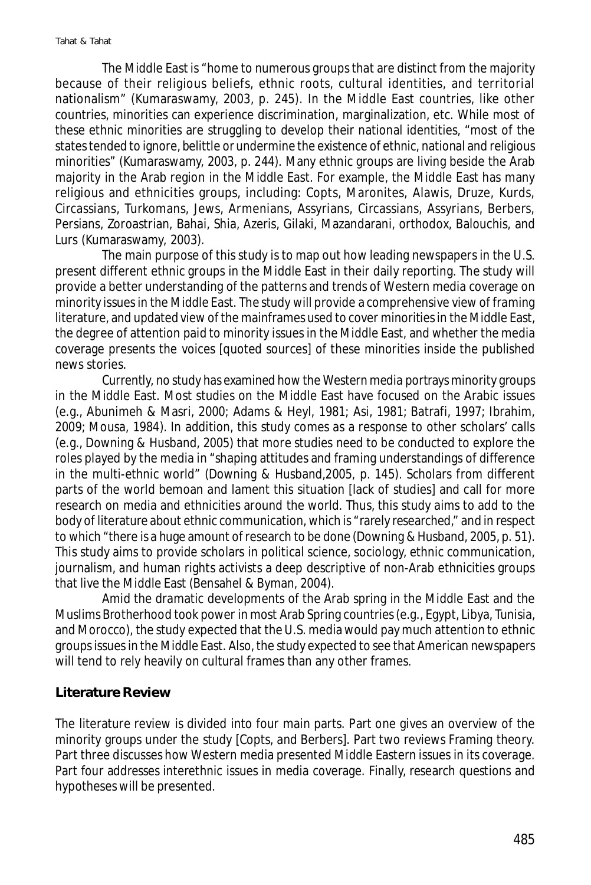The Middle East is "home to numerous groups that are distinct from the majority because of their religious beliefs, ethnic roots, cultural identities, and territorial nationalism" (Kumaraswamy, 2003, p. 245). In the Middle East countries, like other countries, minorities can experience discrimination, marginalization, etc. While most of these ethnic minorities are struggling to develop their national identities, "most of the states tended to ignore, belittle or undermine the existence of ethnic, national and religious minorities" (Kumaraswamy, 2003, p. 244). Many ethnic groups are living beside the Arab majority in the Arab region in the Middle East. For example, the Middle East has many religious and ethnicities groups, including: Copts, Maronites, Alawis, Druze, Kurds, Circassians, Turkomans, Jews, Armenians, Assyrians, Circassians, Assyrians, Berbers, Persians, Zoroastrian, Bahai, Shia, Azeris, Gilaki, Mazandarani, orthodox, Balouchis, and Lurs (Kumaraswamy, 2003).

The main purpose of this study is to map out how leading newspapers in the U.S. present different ethnic groups in the Middle East in their daily reporting. The study will provide a better understanding of the patterns and trends of Western media coverage on minority issues in the Middle East. The study will provide a comprehensive view of framing literature, and updated view of the mainframes used to cover minorities in the Middle East, the degree of attention paid to minority issues in the Middle East, and whether the media coverage presents the voices [quoted sources] of these minorities inside the published news stories.

Currently, no study has examined how the Western media portrays minority groups in the Middle East. Most studies on the Middle East have focused on the Arabic issues (e.g., Abunimeh & Masri, 2000; Adams & Heyl, 1981; Asi, 1981; Batrafi, 1997; Ibrahim, 2009; Mousa, 1984). In addition, this study comes as a response to other scholars' calls (e.g., Downing & Husband, 2005) that more studies need to be conducted to explore the roles played by the media in "shaping attitudes and framing understandings of difference in the multi-ethnic world" (Downing & Husband,2005, p. 145). Scholars from different parts of the world bemoan and lament this situation [lack of studies] and call for more research on media and ethnicities around the world. Thus, this study aims to add to the body of literature about ethnic communication, which is "rarely researched," and in respect to which "there is a huge amount of research to be done (Downing & Husband, 2005, p. 51). This study aims to provide scholars in political science, sociology, ethnic communication, journalism, and human rights activists a deep descriptive of non-Arab ethnicities groups that live the Middle East (Bensahel & Byman, 2004).

Amid the dramatic developments of the Arab spring in the Middle East and the Muslims Brotherhood took power in most Arab Spring countries (e.g., Egypt, Libya, Tunisia, and Morocco), the study expected that the U.S. media would pay much attention to ethnic groups issues in the Middle East. Also, the study expected to see that American newspapers will tend to rely heavily on cultural frames than any other frames.

## Literature Review

The literature review is divided into four main parts. Part one gives an overview of the minority groups under the study [Copts, and Berbers]. Part two reviews Framing theory. Part three discusses how Western media presented Middle Eastern issues in its coverage. Part four addresses interethnic issues in media coverage. Finally, research questions and hypotheses will be presented.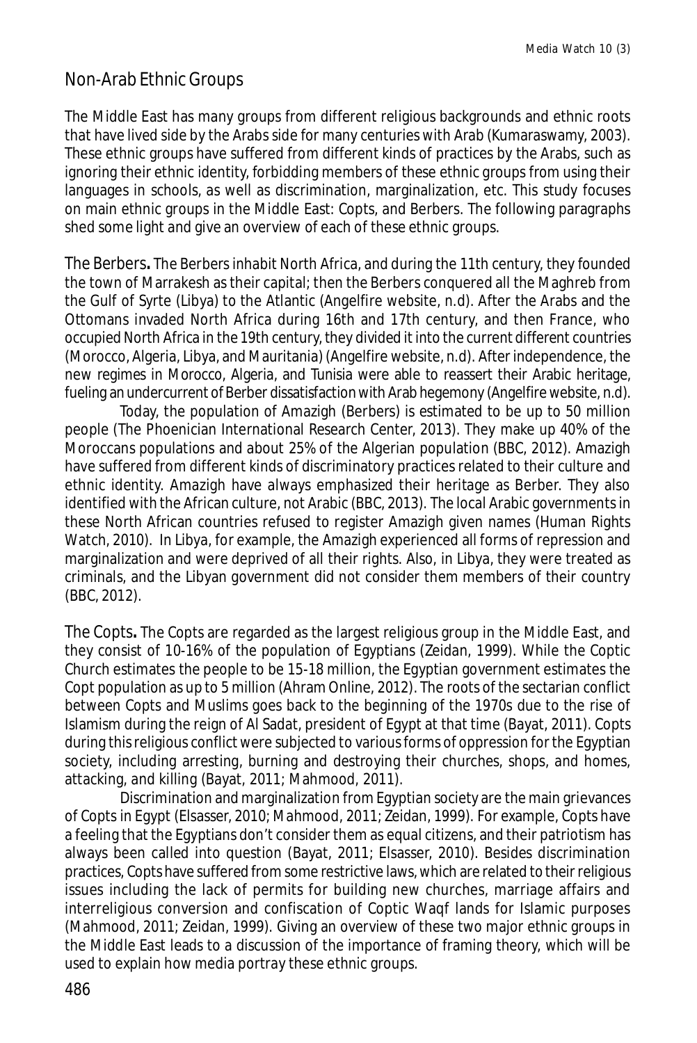## Non-Arab Ethnic Groups

The Middle East has many groups from different religious backgrounds and ethnic roots that have lived side by the Arabs side for many centuries with Arab (Kumaraswamy, 2003). These ethnic groups have suffered from different kinds of practices by the Arabs, such as ignoring their ethnic identity, forbidding members of these ethnic groups from using their languages in schools, as well as discrimination, marginalization, etc. This study focuses on main ethnic groups in the Middle East: Copts, and Berbers. The following paragraphs shed some light and give an overview of each of these ethnic groups.

**The Berbers.** The Berbers inhabit North Africa, and during the 11th century, they founded the town of Marrakesh as their capital; then the Berbers conquered all the Maghreb from the Gulf of Syrte (Libya) to the Atlantic (Angelfire website, n.d). After the Arabs and the Ottomans invaded North Africa during 16th and 17th century, and then France, who occupied North Africa in the 19th century, they divided it into the current different countries (Morocco, Algeria, Libya, and Mauritania) (Angelfire website, n.d). After independence, the new regimes in Morocco, Algeria, and Tunisia were able to reassert their Arabic heritage, fueling an undercurrent of Berber dissatisfaction with Arab hegemony (Angelfire website, n.d).

Today, the population of Amazigh (Berbers) is estimated to be up to 50 million people (The Phoenician International Research Center, 2013). They make up 40% of the Moroccans populations and about 25% of the Algerian population (BBC, 2012). Amazigh have suffered from different kinds of discriminatory practices related to their culture and ethnic identity. Amazigh have always emphasized their heritage as Berber. They also identified with the African culture, not Arabic (BBC, 2013). The local Arabic governments in these North African countries refused to register Amazigh given names (Human Rights Watch, 2010). In Libya, for example, the Amazigh experienced all forms of repression and marginalization and were deprived of all their rights. Also, in Libya, they were treated as criminals, and the Libyan government did not consider them members of their country (BBC, 2012).

**The Copts.** The Copts are regarded as the largest religious group in the Middle East, and they consist of 10-16% of the population of Egyptians (Zeidan, 1999). While the Coptic Church estimates the people to be 15-18 million, the Egyptian government estimates the Copt population as up to 5 million (Ahram Online, 2012). The roots of the sectarian conflict between Copts and Muslims goes back to the beginning of the 1970s due to the rise of Islamism during the reign of Al Sadat, president of Egypt at that time (Bayat, 2011). Copts during this religious conflict were subjected to various forms of oppression for the Egyptian society, including arresting, burning and destroying their churches, shops, and homes, attacking, and killing (Bayat, 2011; Mahmood, 2011).

Discrimination and marginalization from Egyptian society are the main grievances of Copts in Egypt (Elsasser, 2010; Mahmood, 2011; Zeidan, 1999). For example, Copts have a feeling that the Egyptians don't consider them as equal citizens, and their patriotism has always been called into question (Bayat, 2011; Elsasser, 2010). Besides discrimination practices, Copts have suffered from some restrictive laws, which are related to their religious issues including the lack of permits for building new churches, marriage affairs and interreligious conversion and confiscation of Coptic Waqf lands for Islamic purposes (Mahmood, 2011; Zeidan, 1999). Giving an overview of these two major ethnic groups in the Middle East leads to a discussion of the importance of framing theory, which will be used to explain how media portray these ethnic groups.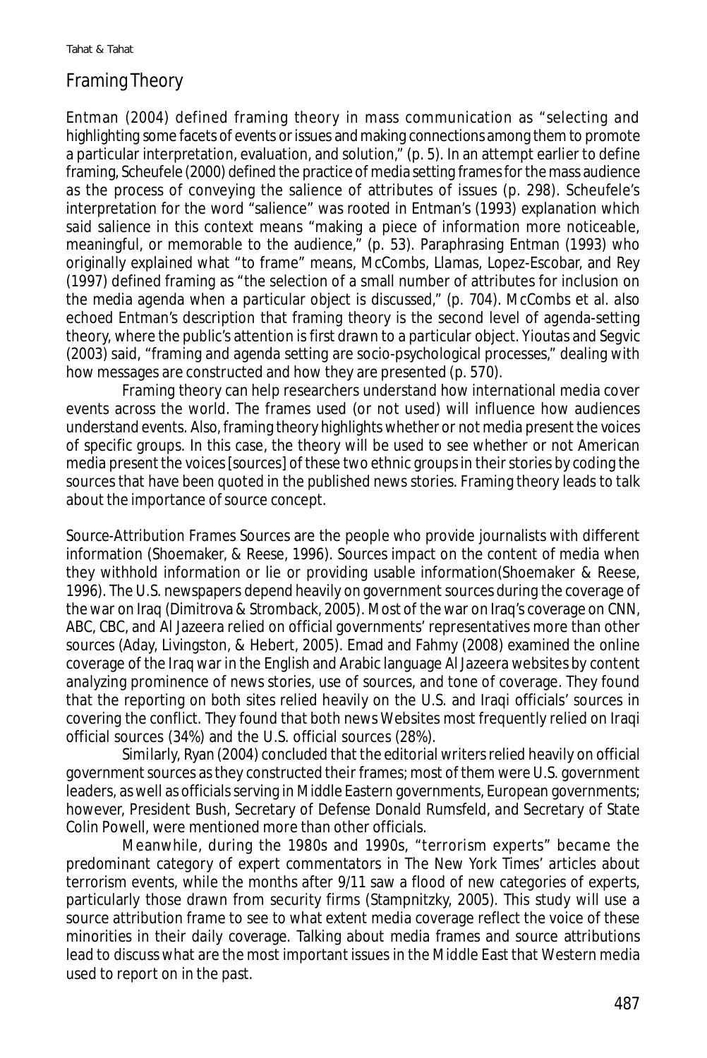## Framing Theory

Entman (2004) defined framing theory in mass communication as "selecting and highlighting some facets of events or issues and making connections among them to promote a particular interpretation, evaluation, and solution," (p. 5). In an attempt earlier to define framing, Scheufele (2000) defined the practice of media setting frames for the mass audience as the process of conveying the salience of attributes of issues (p. 298). Scheufele's interpretation for the word "salience" was rooted in Entman's (1993) explanation which said salience in this context means "making a piece of information more noticeable, meaningful, or memorable to the audience," (p. 53). Paraphrasing Entman (1993) who originally explained what "to frame" means, McCombs, Llamas, Lopez-Escobar, and Rey (1997) defined framing as "the selection of a small number of attributes for inclusion on the media agenda when a particular object is discussed," (p. 704). McCombs et al. also echoed Entman's description that framing theory is the second level of agenda-setting theory, where the public's attention is first drawn to a particular object. Yioutas and Segvic (2003) said, "framing and agenda setting are socio-psychological processes," dealing with how messages are constructed and how they are presented (p. 570).

Framing theory can help researchers understand how international media cover events across the world. The frames used (or not used) will influence how audiences understand events. Also, framing theory highlights whether or not media present the voices of specific groups. In this case, the theory will be used to see whether or not American media present the voices [sources] of these two ethnic groups in their stories by coding the sources that have been quoted in the published news stories. Framing theory leads to talk about the importance of source concept.

Source-Attribution Frames Sources are the people who provide journalists with different information (Shoemaker, & Reese, 1996). Sources impact on the content of media when they withhold information or lie or providing usable information(Shoemaker & Reese, 1996). The U.S. newspapers depend heavily on government sources during the coverage of the war on Iraq (Dimitrova & Stromback, 2005). Most of the war on Iraq's coverage on CNN, ABC, CBC, and Al Jazeera relied on official governments' representatives more than other sources (Aday, Livingston, & Hebert, 2005). Emad and Fahmy (2008) examined the online coverage of the Iraq war in the English and Arabic language Al Jazeera websites by content analyzing prominence of news stories, use of sources, and tone of coverage. They found that the reporting on both sites relied heavily on the U.S. and Iraqi officials' sources in covering the conflict. They found that both news Websites most frequently relied on Iraqi official sources (34%) and the U.S. official sources (28%).

Similarly, Ryan (2004) concluded that the editorial writers relied heavily on official government sources as they constructed their frames; most of them were U.S. government leaders, as well as officials serving in Middle Eastern governments, European governments; however, President Bush, Secretary of Defense Donald Rumsfeld, and Secretary of State Colin Powell, were mentioned more than other officials.

Meanwhile, during the 1980s and 1990s, "terrorism experts" became the predominant category of expert commentators in The New York Times' articles about terrorism events, while the months after 9/11 saw a flood of new categories of experts, particularly those drawn from security firms (Stampnitzky, 2005). This study will use a source attribution frame to see to what extent media coverage reflect the voice of these minorities in their daily coverage. Talking about media frames and source attributions lead to discuss what are the most important issues in the Middle East that Western media used to report on in the past.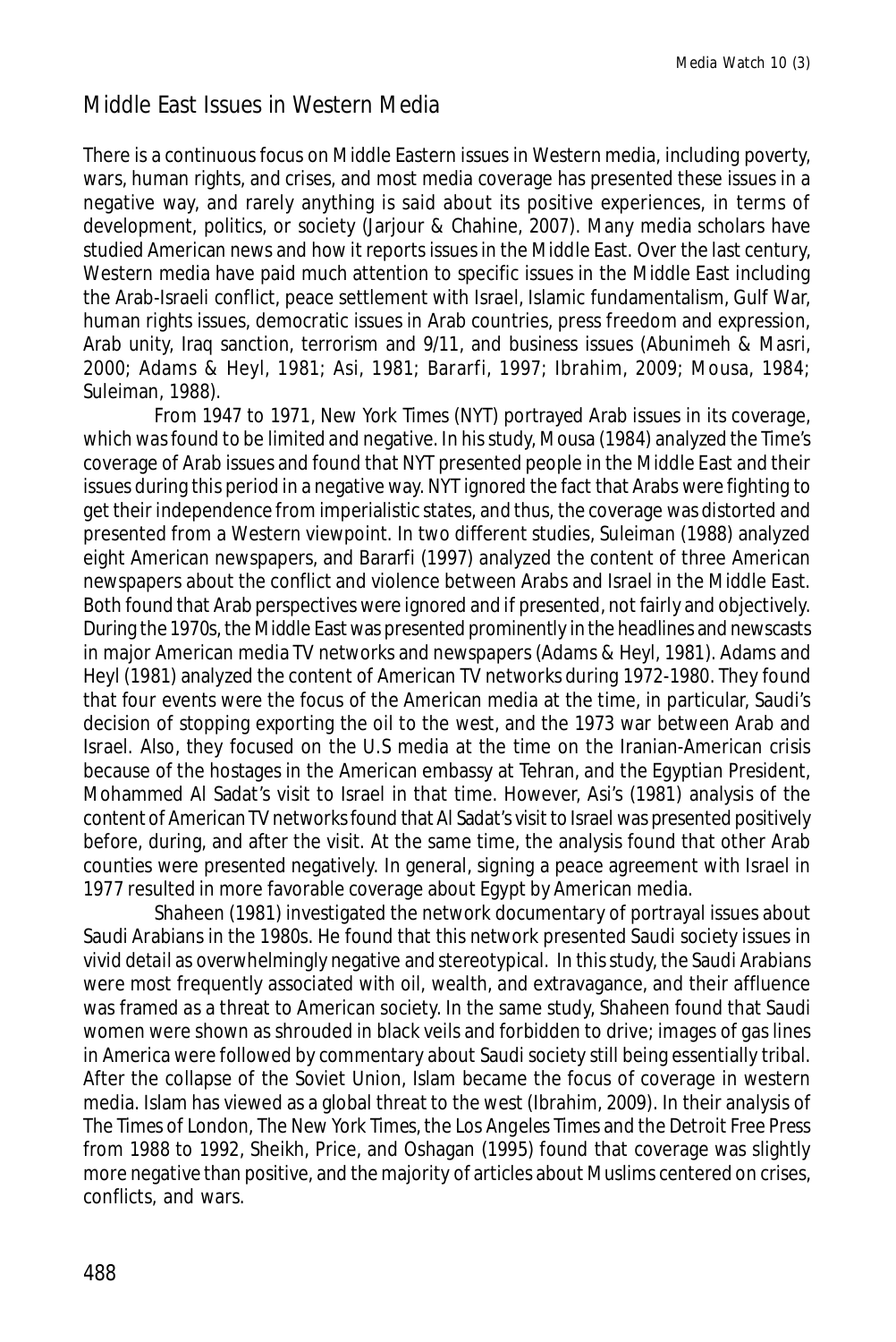## Middle East Issues in Western Media

There is a continuous focus on Middle Eastern issues in Western media, including poverty, wars, human rights, and crises, and most media coverage has presented these issues in a negative way, and rarely anything is said about its positive experiences, in terms of development, politics, or society (Jarjour & Chahine, 2007). Many media scholars have studied American news and how it reports issues in the Middle East. Over the last century, Western media have paid much attention to specific issues in the Middle East including the Arab-Israeli conflict, peace settlement with Israel, Islamic fundamentalism, Gulf War, human rights issues, democratic issues in Arab countries, press freedom and expression, Arab unity, Iraq sanction, terrorism and 9/11, and business issues (Abunimeh & Masri, 2000; Adams & Heyl, 1981; Asi, 1981; Bararfi, 1997; Ibrahim, 2009; Mousa, 1984; Suleiman, 1988).

From 1947 to 1971, New York Times (NYT) portrayed Arab issues in its coverage, which was found to be limited and negative. In his study, Mousa (1984) analyzed the Time's coverage of Arab issues and found that NYT presented people in the Middle East and their issues during this period in a negative way. NYT ignored the fact that Arabs were fighting to get their independence from imperialistic states, and thus, the coverage was distorted and presented from a Western viewpoint. In two different studies, Suleiman (1988) analyzed eight American newspapers, and Bararfi (1997) analyzed the content of three American newspapers about the conflict and violence between Arabs and Israel in the Middle East. Both found that Arab perspectives were ignored and if presented, not fairly and objectively. During the 1970s, the Middle East was presented prominently in the headlines and newscasts in major American media TV networks and newspapers (Adams & Heyl, 1981). Adams and Heyl (1981) analyzed the content of American TV networks during 1972-1980. They found that four events were the focus of the American media at the time, in particular, Saudi's decision of stopping exporting the oil to the west, and the 1973 war between Arab and Israel. Also, they focused on the U.S media at the time on the Iranian-American crisis because of the hostages in the American embassy at Tehran, and the Egyptian President, Mohammed Al Sadat's visit to Israel in that time. However, Asi's (1981) analysis of the content of American TV networks found that Al Sadat's visit to Israel was presented positively before, during, and after the visit. At the same time, the analysis found that other Arab counties were presented negatively. In general, signing a peace agreement with Israel in 1977 resulted in more favorable coverage about Egypt by American media.

Shaheen (1981) investigated the network documentary of portrayal issues about Saudi Arabians in the 1980s. He found that this network presented Saudi society issues in vivid detail as overwhelmingly negative and stereotypical. In this study, the Saudi Arabians were most frequently associated with oil, wealth, and extravagance, and their affluence was framed as a threat to American society. In the same study, Shaheen found that Saudi women were shown as shrouded in black veils and forbidden to drive; images of gas lines in America were followed by commentary about Saudi society still being essentially tribal. After the collapse of the Soviet Union, Islam became the focus of coverage in western media. Islam has viewed as a global threat to the west (Ibrahim, 2009). In their analysis of The Times of London, The New York Times, the Los Angeles Times and the Detroit Free Press from 1988 to 1992, Sheikh, Price, and Oshagan (1995) found that coverage was slightly more negative than positive, and the majority of articles about Muslims centered on crises, conflicts, and wars.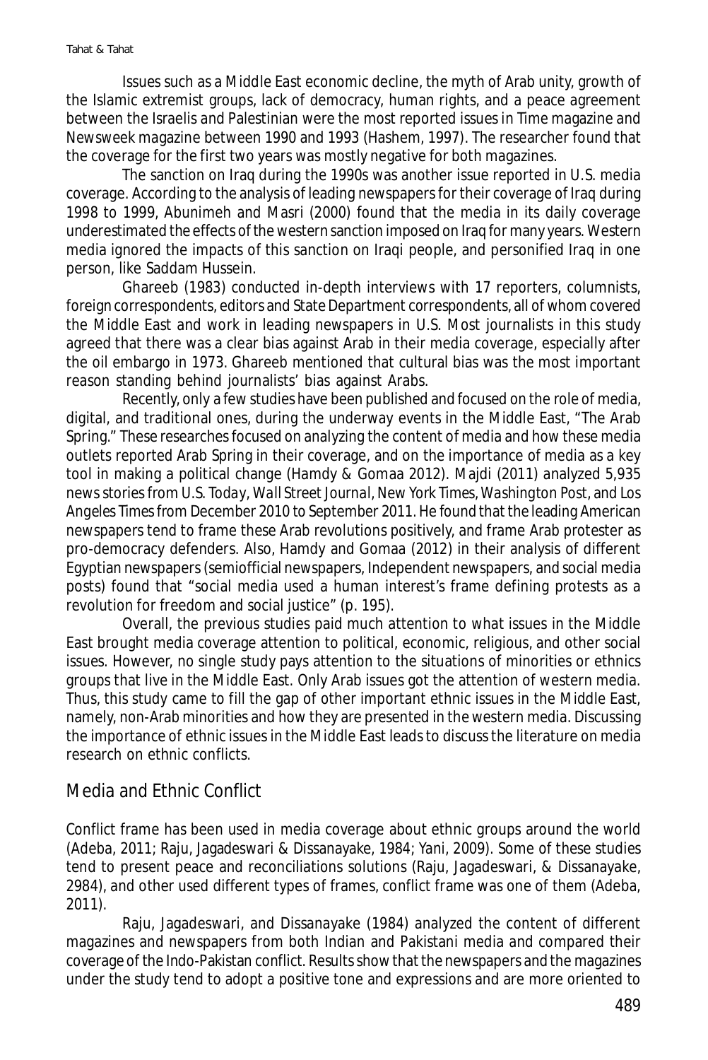Issues such as a Middle East economic decline, the myth of Arab unity, growth of the Islamic extremist groups, lack of democracy, human rights, and a peace agreement between the Israelis and Palestinian were the most reported issues in Time magazine and Newsweek magazine between 1990 and 1993 (Hashem, 1997). The researcher found that the coverage for the first two years was mostly negative for both magazines.

The sanction on Iraq during the 1990s was another issue reported in U.S. media coverage. According to the analysis of leading newspapers for their coverage of Iraq during 1998 to 1999, Abunimeh and Masri (2000) found that the media in its daily coverage underestimated the effects of the western sanction imposed on Iraq for many years. Western media ignored the impacts of this sanction on Iraqi people, and personified Iraq in one person, like Saddam Hussein.

Ghareeb (1983) conducted in-depth interviews with 17 reporters, columnists, foreign correspondents, editors and State Department correspondents, all of whom covered the Middle East and work in leading newspapers in U.S. Most journalists in this study agreed that there was a clear bias against Arab in their media coverage, especially after the oil embargo in 1973. Ghareeb mentioned that cultural bias was the most important reason standing behind journalists' bias against Arabs.

Recently, only a few studies have been published and focused on the role of media, digital, and traditional ones, during the underway events in the Middle East, "The Arab Spring." These researches focused on analyzing the content of media and how these media outlets reported Arab Spring in their coverage, and on the importance of media as a key tool in making a political change (Hamdy & Gomaa 2012). Majdi (2011) analyzed 5,935 news stories from *U.S. Today*, *Wall Street Journal*, *New York Times*, *Washington Post*, and *Los Angeles Times* from December 2010 to September 2011. He found that the leading American newspapers tend to frame these Arab revolutions positively, and frame Arab protester as pro-democracy defenders. Also, Hamdy and Gomaa (2012) in their analysis of different Egyptian newspapers (semiofficial newspapers, Independent newspapers, and social media posts) found that "social media used a human interest's frame defining protests as a revolution for freedom and social justice" (p. 195).

Overall, the previous studies paid much attention to what issues in the Middle East brought media coverage attention to political, economic, religious, and other social issues. However, no single study pays attention to the situations of minorities or ethnics groups that live in the Middle East. Only Arab issues got the attention of western media. Thus, this study came to fill the gap of other important ethnic issues in the Middle East, namely, non-Arab minorities and how they are presented in the western media. Discussing the importance of ethnic issues in the Middle East leads to discuss the literature on media research on ethnic conflicts.

## Media and Ethnic Conflict

Conflict frame has been used in media coverage about ethnic groups around the world (Adeba, 2011; Raju, Jagadeswari & Dissanayake, 1984; Yani, 2009). Some of these studies tend to present peace and reconciliations solutions (Raju, Jagadeswari, & Dissanayake, 2984), and other used different types of frames, conflict frame was one of them (Adeba, 2011).

Raju, Jagadeswari, and Dissanayake (1984) analyzed the content of different magazines and newspapers from both Indian and Pakistani media and compared their coverage of the Indo-Pakistan conflict. Results show that the newspapers and the magazines under the study tend to adopt a positive tone and expressions and are more oriented to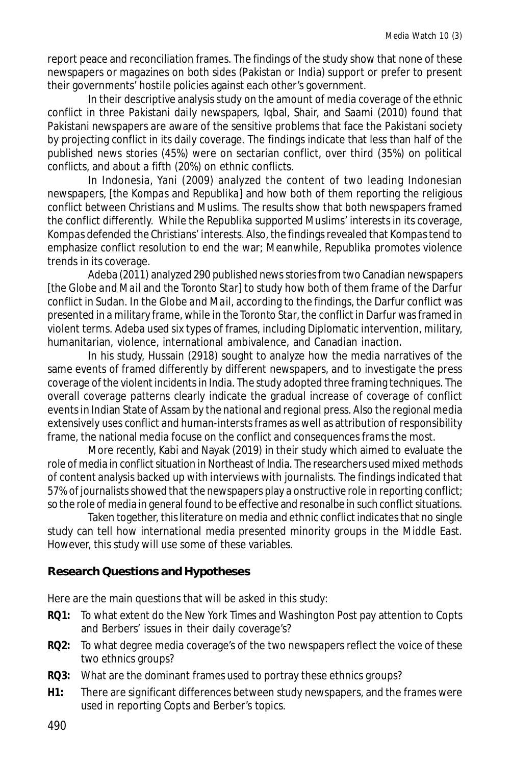report peace and reconciliation frames. The findings of the study show that none of these newspapers or magazines on both sides (Pakistan or India) support or prefer to present their governments' hostile policies against each other's government.

In their descriptive analysis study on the amount of media coverage of the ethnic conflict in three Pakistani daily newspapers, Iqbal, Shair, and Saami (2010) found that Pakistani newspapers are aware of the sensitive problems that face the Pakistani society by projecting conflict in its daily coverage. The findings indicate that less than half of the published news stories (45%) were on sectarian conflict, over third (35%) on political conflicts, and about a fifth (20%) on ethnic conflicts.

In Indonesia, Yani (2009) analyzed the content of two leading Indonesian newspapers, [the *Kompas* and *Republika*] and how both of them reporting the religious conflict between Christians and Muslims. The results show that both newspapers framed the conflict differently. While the *Republika* supported Muslims' interests in its coverage, *Kompas* defended the Christians' interests. Also, the findings revealed that *Kompas* tend to emphasize conflict resolution to end the war; Meanwhile, *Republika* promotes violence trends in its coverage.

Adeba (2011) analyzed 290 published news stories from two Canadian newspapers [the *Globe and Mail* and the *Toronto Star*] to study how both of them frame of the Darfur conflict in Sudan. In the *Globe and Mail*, according to the findings, the Darfur conflict was presented in a military frame, while in the *Toronto Star*, the conflict in Darfur was framed in violent terms. Adeba used six types of frames, including Diplomatic intervention, military, humanitarian, violence, international ambivalence, and Canadian inaction.

In his study, Hussain (2918) sought to analyze how the media narratives of the same events of framed differently by different newspapers, and to investigate the press coverage of the violent incidents in India. The study adopted three framing techniques. The overall coverage patterns clearly indicate the gradual increase of coverage of conflict events in Indian State of Assam by the national and regional press. Also the regional media extensively uses conflict and human-intersts frames as well as attribution of responsibility frame, the national media focuse on the conflict and consequences frams the most.

More recently, Kabi and Nayak (2019) in their study which aimed to evaluate the role of media in conflict situation in Northeast of India. The researchers used mixed methods of content analysis backed up with interviews with journalists. The findings indicated that 57% of journalists showed that the newspapers play a onstructive role in reporting conflict; so the role of media in general found to be effective and resonalbe in such conflict situations.

Taken together, this literature on media and ethnic conflict indicates that no single study can tell how international media presented minority groups in the Middle East. However, this study will use some of these variables.

## Research Questions and Hypotheses

Here are the main questions that will be asked in this study:

**RQ1:** To what extent do the *New York Times* and *Washington Post* pay attention to Copts and Berbers' issues in their daily coverage's?

**RQ2:** To what degree media coverage's of the two newspapers reflect the voice of these two ethnics groups?

**RQ3:** What are the dominant frames used to portray these ethnics groups?

**H1:** There are significant differences between study newspapers, and the frames were used in reporting Copts and Berber's topics.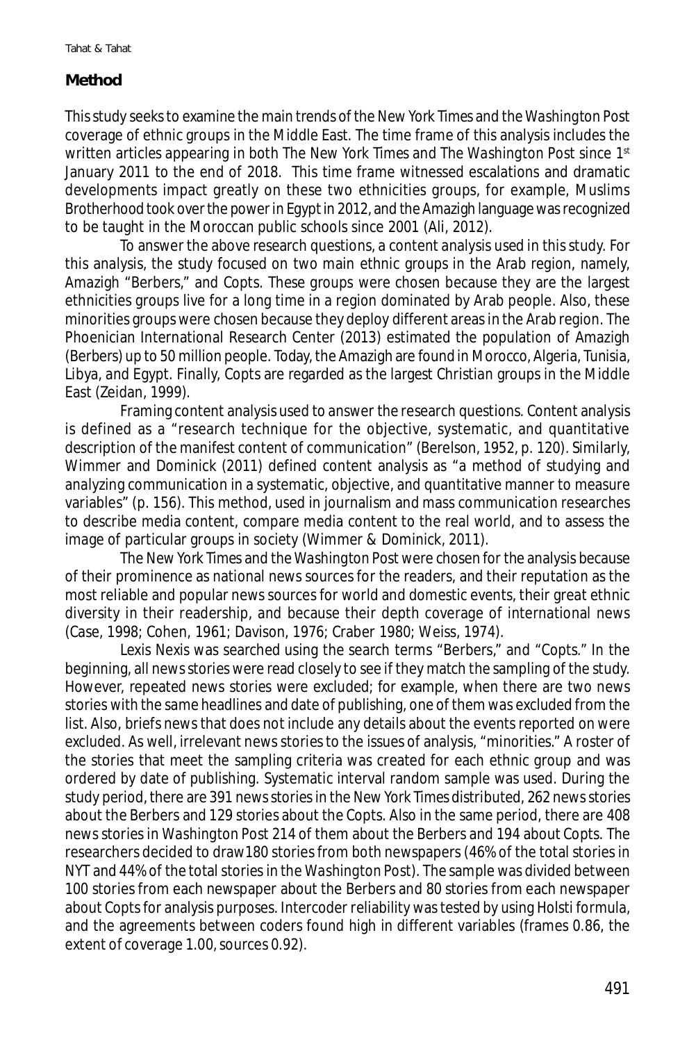## Method

This study seeks to examine the main trends of the New York Times and the *Washington Post* coverage of ethnic groups in the Middle East. The time frame of this analysis includes the written articles appearing in both *The New York Times* and *The Washington Post* since 1st January 2011 to the end of 2018. This time frame witnessed escalations and dramatic developments impact greatly on these two ethnicities groups, for example, Muslims Brotherhood took over the power in Egypt in 2012, and the Amazigh language was recognized to be taught in the Moroccan public schools since 2001 (Ali, 2012).

To answer the above research questions, a content analysis used in this study. For this analysis, the study focused on two main ethnic groups in the Arab region, namely, Amazigh "Berbers," and Copts. These groups were chosen because they are the largest ethnicities groups live for a long time in a region dominated by Arab people. Also, these minorities groups were chosen because they deploy different areas in the Arab region. The Phoenician International Research Center (2013) estimated the population of Amazigh (Berbers) up to 50 million people. Today, the Amazigh are found in Morocco, Algeria, Tunisia, Libya, and Egypt. Finally, Copts are regarded as the largest Christian groups in the Middle East (Zeidan, 1999).

Framing content analysis used to answer the research questions. Content analysis is defined as a "research technique for the objective, systematic, and quantitative description of the manifest content of communication" (Berelson, 1952, p. 120). Similarly, Wimmer and Dominick (2011) defined content analysis as "a method of studying and analyzing communication in a systematic, objective, and quantitative manner to measure variables" (p. 156). This method, used in journalism and mass communication researches to describe media content, compare media content to the real world, and to assess the image of particular groups in society (Wimmer & Dominick, 2011).

The New York Times and the *Washington Post* were chosen for the analysis because of their prominence as national news sources for the readers, and their reputation as the most reliable and popular news sources for world and domestic events, their great ethnic diversity in their readership, and because their depth coverage of international news (Case, 1998; Cohen, 1961; Davison, 1976; Craber 1980; Weiss, 1974).

Lexis Nexis was searched using the search terms "Berbers," and "Copts." In the beginning, all news stories were read closely to see if they match the sampling of the study. However, repeated news stories were excluded; for example, when there are two news stories with the same headlines and date of publishing, one of them was excluded from the list. Also, briefs news that does not include any details about the events reported on were excluded. As well, irrelevant news stories to the issues of analysis, "minorities." A roster of the stories that meet the sampling criteria was created for each ethnic group and was ordered by date of publishing. Systematic interval random sample was used. During the study period, there are 391 news stories in the *New York Times* distributed, 262 news stories about the Berbers and 129 stories about the Copts. Also in the same period, there are 408 news stories in *Washington Post* 214 of them about the Berbers and 194 about Copts. The researchers decided to draw180 stories from both newspapers (46% of the total stories in NYT and 44% of the total stories in the *Washington Post*). The sample was divided between 100 stories from each newspaper about the Berbers and 80 stories from each newspaper about Copts for analysis purposes. Intercoder reliability was tested by using Holsti formula, and the agreements between coders found high in different variables (frames 0.86, the extent of coverage 1.00, sources 0.92).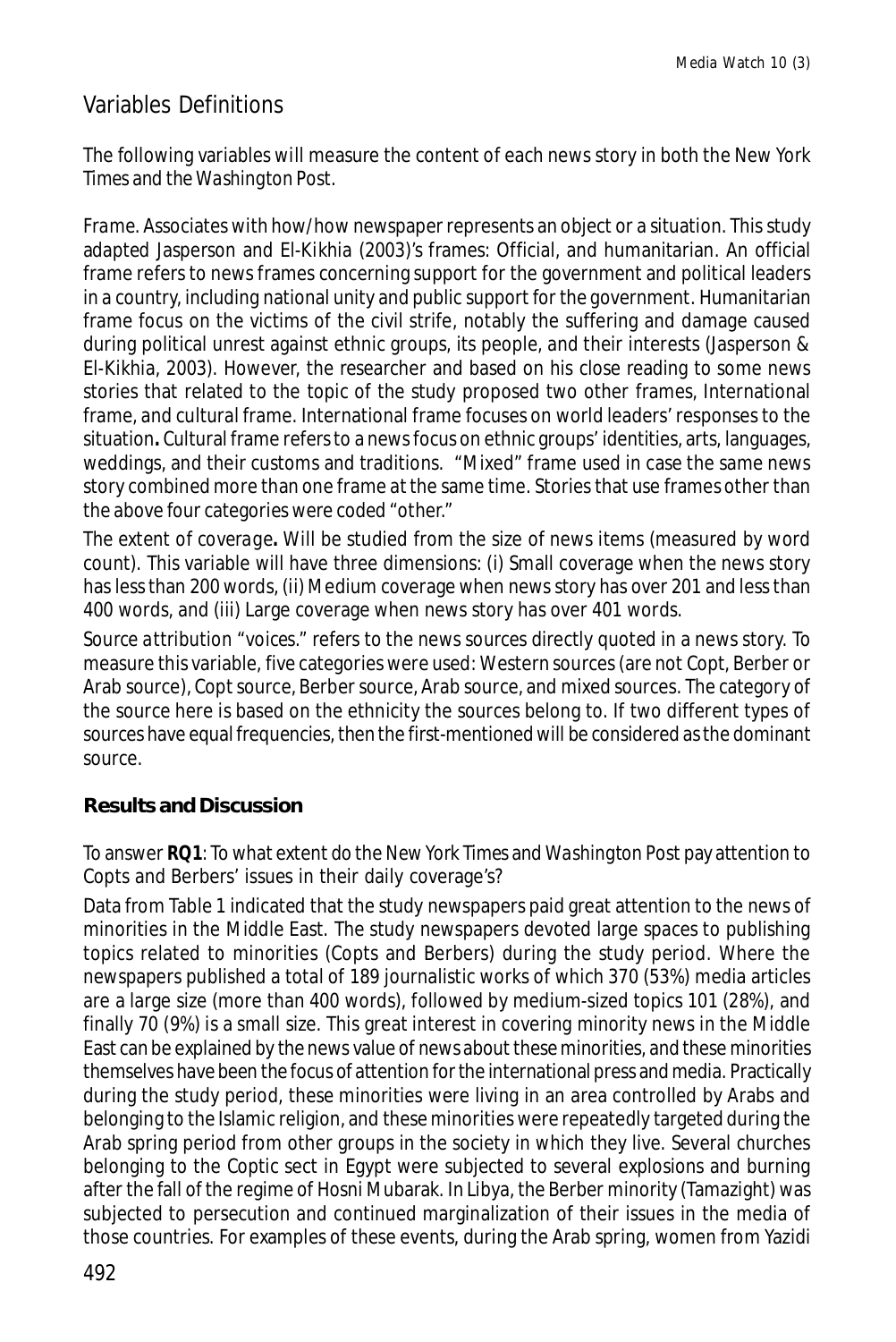## Variables Definitions

The following variables will measure the content of each news story in both the *New York Times* and the *Washington Post*.

*Frame*. Associates with how/how newspaper represents an object or a situation. This study adapted Jasperson and El-Kikhia (2003)'s frames: Official, and humanitarian. An official frame refers to news frames concerning support for the government and political leaders in a country, including national unity and public support for the government. Humanitarian frame focus on the victims of the civil strife, notably the suffering and damage caused during political unrest against ethnic groups, its people, and their interests (Jasperson & El-Kikhia, 2003). However, the researcher and based on his close reading to some news stories that related to the topic of the study proposed two other frames, International frame, and cultural frame. International frame focuses on world leaders' responses to the situation**.** Cultural frame refers to a news focus on ethnic groups' identities, arts, languages, weddings, and their customs and traditions. "Mixed" frame used in case the same news story combined more than one frame at the same time. Stories that use frames other than the above four categories were coded "other."

*The extent of coverage***.** Will be studied from the size of news items (measured by word count). This variable will have three dimensions: (i) Small coverage when the news story has less than 200 words, (ii) Medium coverage when news story has over 201 and less than 400 words, and (iii) Large coverage when news story has over 401 words.

*Source attribution "voices."* refers to the news sources directly quoted in a news story. To measure this variable, five categories were used: Western sources (are not Copt, Berber or Arab source), Copt source, Berber source, Arab source, and mixed sources. The category of the source here is based on the ethnicity the sources belong to. If two different types of sources have equal frequencies, then the first-mentioned will be considered as the dominant source.

## Results and Discussion

To answer **RQ1**: *To what extent do the New York Times and Washington Post pay attention to Copts and Berbers' issues in their daily coverage's?*

Data from Table 1 indicated that the study newspapers paid great attention to the news of minorities in the Middle East. The study newspapers devoted large spaces to publishing topics related to minorities (Copts and Berbers) during the study period. Where the newspapers published a total of 189 journalistic works of which 370 (53%) media articles are a large size (more than 400 words), followed by medium-sized topics 101 (28%), and finally 70 (9%) is a small size. This great interest in covering minority news in the Middle East can be explained by the news value of news about these minorities, and these minorities themselves have been the focus of attention for the international press and media. Practically during the study period, these minorities were living in an area controlled by Arabs and belonging to the Islamic religion, and these minorities were repeatedly targeted during the Arab spring period from other groups in the society in which they live. Several churches belonging to the Coptic sect in Egypt were subjected to several explosions and burning after the fall of the regime of Hosni Mubarak. In Libya, the Berber minority (Tamazight) was subjected to persecution and continued marginalization of their issues in the media of those countries. For examples of these events, during the Arab spring, women from Yazidi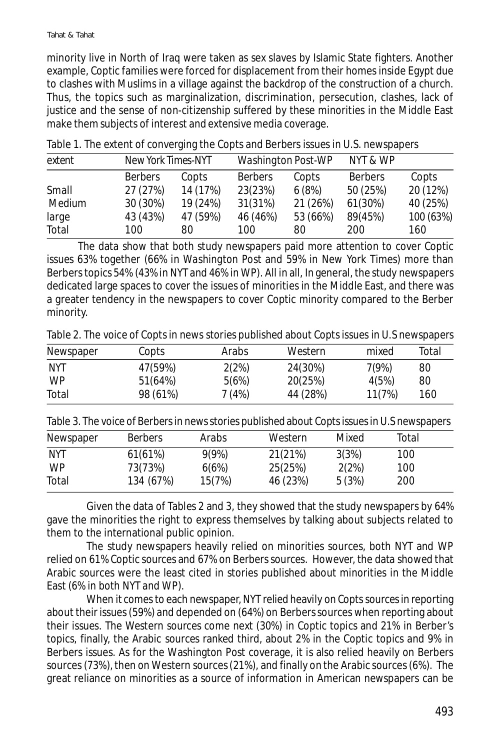minority live in North of Iraq were taken as sex slaves by Islamic State fighters. Another example, Coptic families were forced for displacement from their homes inside Egypt due to clashes with Muslims in a village against the backdrop of the construction of a church. Thus, the topics such as marginalization, discrimination, persecution, clashes, lack of justice and the sense of non-citizenship suffered by these minorities in the Middle East make them subjects of interest and extensive media coverage.

Table 1. The extent of converging the Copts and Berbers issues in U.S. newspapers

| extent | New York Times-NYT | | Washington Post-WP | | NYT & WP | |
|---|---|---|---|---|---|---|
| | Berbers | Copts | Berbers | Copts | Berbers | Copts |
| Small | 27 (27%) | 14 (17%) | 23(23%) | 6 (8%) | 50 (25%) | 20 (12%) |
| Medium | 30 (30%) | 19 (24%) | 31(31%) | 21 (26%) | 61(30%) | 40 (25%) |
| large | 43 (43%) | 47 (59%) | 46 (46%) | 53 (66%) | 89(45%) | 100 (63%) |
| Total | 100 | 80 | 100 | 80 | 200 | 160 |

The data show that both study newspapers paid more attention to cover Coptic issues 63% together (66% in Washington Post and 59% in New York Times) more than Berbers topics 54% (43% in NYT and 46% in WP). All in all, In general, the study newspapers dedicated large spaces to cover the issues of minorities in the Middle East, and there was a greater tendency in the newspapers to cover Coptic minority compared to the Berber minority.

Table 2. The voice of Copts in news stories published about Copts issues in U.S newspapers

| Newspaper | Copts | Arabs | Western | mixed | Total |
|---|---|---|---|---|---|
| NYT | 47(59%) | 2(2%) | 24(30%) | 7(9%) | 80 |
| WP | 51(64%) | 5(6%) | 20(25%) | 4(5%) | 80 |
| Total | 98 (61%) | 7 (4%) | 44 (28%) | 11(7%) | 160 |

Table 3. The voice of Berbers in news stories published about Copts issues in U.S newspapers

| Newspaper | Berbers | Arabs | Western | Mixed | Total |
|---|---|---|---|---|---|
| NYT | 61(61%) | 9(9%) | 21(21%) | 3(3%) | 100 |
| WP | 73(73%) | 6(6%) | 25(25%) | 2(2%) | 100 |
| Total | 134 (67%) | 15(7%) | 46 (23%) | 5 (3%) | 200 |

Given the data of Tables 2 and 3, they showed that the study newspapers by 64% gave the minorities the right to express themselves by talking about subjects related to them to the international public opinion.

The study newspapers heavily relied on minorities sources, both NYT and WP relied on 61% Coptic sources and 67% on Berbers sources. However, the data showed that Arabic sources were the least cited in stories published about minorities in the Middle East (6% in both NYT and WP).

When it comes to each newspaper, NYT relied heavily on Copts sources in reporting about their issues (59%) and depended on (64%) on Berbers sources when reporting about their issues. The Western sources come next (30%) in Coptic topics and 21% in Berber's topics, finally, the Arabic sources ranked third, about 2% in the Coptic topics and 9% in Berbers issues. As for the Washington Post coverage, it is also relied heavily on Berbers sources (73%), then on Western sources (21%), and finally on the Arabic sources (6%). The great reliance on minorities as a source of information in American newspapers can be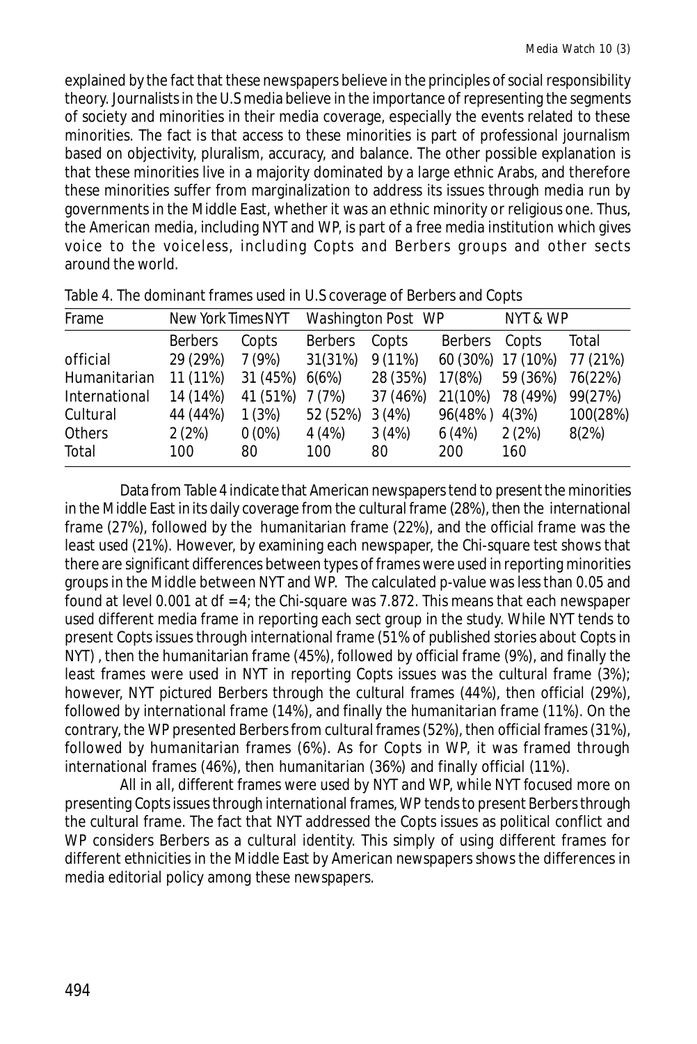explained by the fact that these newspapers believe in the principles of social responsibility theory. Journalists in the U.S media believe in the importance of representing the segments of society and minorities in their media coverage, especially the events related to these minorities. The fact is that access to these minorities is part of professional journalism based on objectivity, pluralism, accuracy, and balance. The other possible explanation is that these minorities live in a majority dominated by a large ethnic Arabs, and therefore these minorities suffer from marginalization to address its issues through media run by governments in the Middle East, whether it was an ethnic minority or religious one. Thus, the American media, including NYT and WP, is part of a free media institution which gives voice to the voiceless, including Copts and Berbers groups and other sects around the world.

Table 4. The dominant frames used in U.S coverage of Berbers and Copts

| Frame | New York Times NYT | | Washington Post WP | | NYT & WP | | |
|---|---|---|---|---|---|---|---|
| | Berbers | Copts | Berbers | Copts | Berbers | Copts | Total |
| official | 29 (29%) | 7 (9%) | 31(31%) | 9 (11%) | 60 (30%) | 17 (10%) | 77 (21%) |
| Humanitarian | 11 (11%) | 31 (45%) | 6(6%) | 28 (35%) | 17(8%) | 59 (36%) | 76(22%) |
| International | 14 (14%) | 41 (51%) | 7 (7%) | 37 (46%) | 21(10%) | 78 (49%) | 99(27%) |
| Cultural | 44 (44%) | 1 (3%) | 52 (52%) | 3 (4%) | 96(48%) | 4(3%) | 100(28%) |
| Others | 2 (2%) | 0 (0%) | 4 (4%) | 3 (4%) | 6 (4%) | 2 (2%) | 8(2%) |
| Total | 100 | 80 | 100 | 80 | 200 | 160 | |

Data from Table 4 indicate that American newspapers tend to present the minorities in the Middle East in its daily coverage from the cultural frame (28%), then the international frame (27%), followed by the humanitarian frame (22%), and the official frame was the least used (21%). However, by examining each newspaper, the Chi-square test shows that there are significant differences between types of frames were used in reporting minorities groups in the Middle between NYT and WP. The calculated p-value was less than 0.05 and found at level 0.001 at df = 4; the Chi-square was 7.872. This means that each newspaper used different media frame in reporting each sect group in the study. While NYT tends to present Copts issues through international frame (51% of published stories about Copts in NYT) , then the humanitarian frame (45%), followed by official frame (9%), and finally the least frames were used in NYT in reporting Copts issues was the cultural frame (3%); however, NYT pictured Berbers through the cultural frames (44%), then official (29%), followed by international frame (14%), and finally the humanitarian frame (11%). On the contrary, the WP presented Berbers from cultural frames (52%), then official frames (31%), followed by humanitarian frames (6%). As for Copts in WP, it was framed through international frames (46%), then humanitarian (36%) and finally official (11%).

All in all, different frames were used by NYT and WP, while NYT focused more on presenting Copts issues through international frames, WP tends to present Berbers through the cultural frame. The fact that NYT addressed the Copts issues as political conflict and WP considers Berbers as a cultural identity. This simply of using different frames for different ethnicities in the Middle East by American newspapers shows the differences in media editorial policy among these newspapers.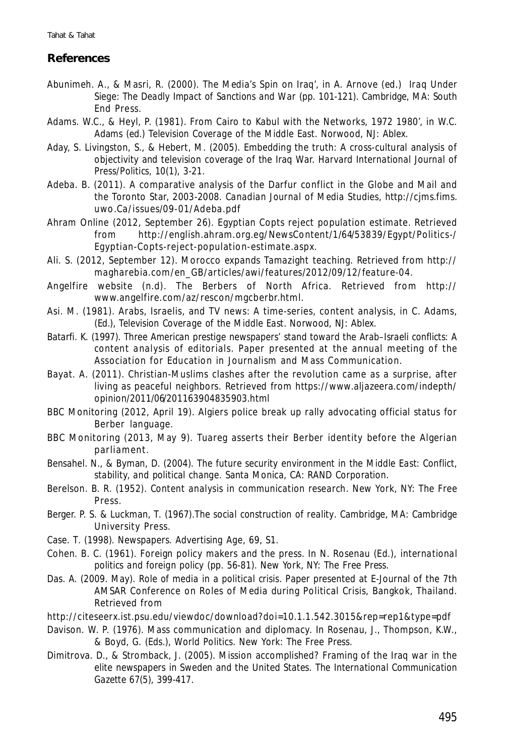## References

Abunimeh. A., & Masri, R. (2000). The Media's Spin on Iraq', in A. Arnove (ed.) *Iraq Under Siege: The Deadly Impact of Sanctions and War* (pp. 101-121). Cambridge, MA: South End Press.

Adams. W.C., & Heyl, P. (1981). From Cairo to Kabul with the Networks, 1972 1980', in W.C. Adams (ed.) *Television Coverage of the Middle East*. Norwood, NJ: Ablex.

Aday, S. Livingston, S., & Hebert, M. (2005). Embedding the truth: A cross-cultural analysis of objectivity and television coverage of the Iraq War. *Harvard International Journal of Press/Politics*, 10(1), 3-21.

Adeba. B. (2011). A comparative analysis of the Darfur conflict in the Globe and Mail and the Toronto Star, 2003-2008. *Canadian Journal of Media Studies*, http://cjms.fims.uwo.Ca/issues/09-01/Adeba.pdf

Ahram Online (2012, September 26). Egyptian Copts reject population estimate. Retrieved from http://english.ahram.org.eg/NewsContent/1/64/53839/Egypt/Politics-/Egyptian-Copts-reject-population-estimate.aspx.

Ali. S. (2012, September 12). Morocco expands Tamazight teaching. Retrieved from http://magharebia.com/en_GB/articles/awi/features/2012/09/12/feature-04.

Angelfire website (n.d). The Berbers of North Africa. Retrieved from http://www.angelfire.com/az/rescon/mgcberbr.html.

Asi. M. (1981). Arabs, Israelis, and TV news: A time-series, content analysis, in C. Adams, (Ed.), *Television Coverage of the Middle East*. Norwood, NJ: Ablex.

Batarfi. K. (1997). Three American prestige newspapers' stand toward the Arab–Israeli conflicts: A content analysis of editorials. Paper presented at the annual meeting of the Association for Education in Journalism and Mass Communication.

Bayat. A. (2011). Christian-Muslims clashes after the revolution came as a surprise, after living as peaceful neighbors. Retrieved from https://www.aljazeera.com/indepth/opinion/2011/06/201163904835903.html

BBC Monitoring (2012, April 19). Algiers police break up rally advocating official status for Berber language.

BBC Monitoring (2013, May 9). Tuareg asserts their Berber identity before the Algerian parliament.

Bensahel. N., & Byman, D. (2004). *The future security environment in the Middle East: Conflict, stability, and political change*. Santa Monica, CA: RAND Corporation.

Berelson. B. R. (1952). Content analysis in communication research. New York, NY: The Free Press.

Berger. P. S. & Luckman, T. (1967).*The social construction of reality*. Cambridge, MA: Cambridge University Press.

Case. T. (1998). Newspapers. Advertising Age, 69, S1.

Cohen. B. C. (1961). Foreign policy makers and the press. In N. Rosenau (Ed.), *international politics and foreign policy* (pp. 56-81). New York, NY: The Free Press.

Das. A. (2009. May). Role of media in a political crisis. Paper presented at E-Journal of the 7th AMSAR Conference on Roles of Media during Political Crisis, Bangkok, Thailand. Retrieved from

http://citeseerx.ist.psu.edu/viewdoc/download?doi=10.1.1.542.3015&rep=rep1&type=pdf

Davison. W. P. (1976). Mass communication and diplomacy. In Rosenau, J., Thompson, K.W., & Boyd, G. (Eds.), World Politics. New York: The Free Press.

Dimitrova. D., & Stromback, J. (2005). Mission accomplished? Framing of the Iraq war in the elite newspapers in Sweden and the United States. *The International Communication Gazette* 67(5), 399-417.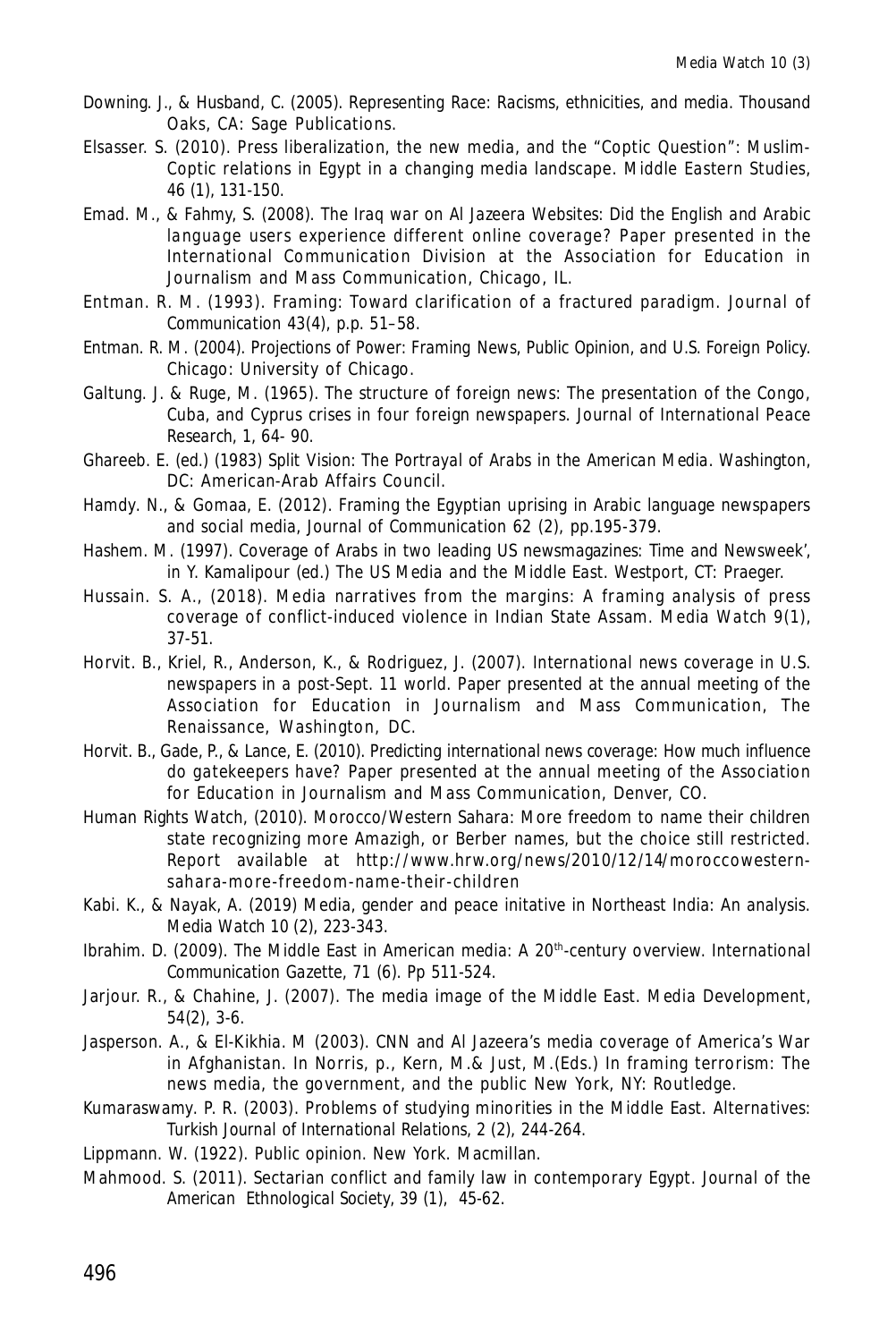Downing. J., & Husband, C. (2005). Representing Race: Racisms, ethnicities, and media. Thousand Oaks, CA: Sage Publications.

Elsasser. S. (2010). Press liberalization, the new media, and the "Coptic Question": Muslim-Coptic relations in Egypt in a changing media landscape. Middle Eastern Studies, 46 (1), 131-150.

Emad. M., & Fahmy, S. (2008). The Iraq war on Al Jazeera Websites: Did the English and Arabic language users experience different online coverage? Paper presented in the International Communication Division at the Association for Education in Journalism and Mass Communication, Chicago, IL.

Entman. R. M. (1993). Framing: Toward clarification of a fractured paradigm. Journal of Communication 43(4), p.p. 51–58.

Entman. R. M. (2004). Projections of Power: Framing News, Public Opinion, and U.S. Foreign Policy. Chicago: University of Chicago.

Galtung. J. & Ruge, M. (1965). The structure of foreign news: The presentation of the Congo, Cuba, and Cyprus crises in four foreign newspapers. Journal of International Peace Research, 1, 64- 90.

Ghareeb. E. (ed.) (1983) Split Vision: The Portrayal of Arabs in the American Media. Washington, DC: American-Arab Affairs Council.

Hamdy. N., & Gomaa, E. (2012). Framing the Egyptian uprising in Arabic language newspapers and social media, Journal of Communication 62 (2), pp.195-379.

Hashem. M. (1997). Coverage of Arabs in two leading US newsmagazines: Time and Newsweek', in Y. Kamalipour (ed.) The US Media and the Middle East. Westport, CT: Praeger.

Hussain. S. A., (2018). Media narratives from the margins: A framing analysis of press coverage of conflict-induced violence in Indian State Assam. Media Watch 9(1), 37-51.

Horvit. B., Kriel, R., Anderson, K., & Rodriguez, J. (2007). International news coverage in U.S. newspapers in a post-Sept. 11 world. Paper presented at the annual meeting of the Association for Education in Journalism and Mass Communication, The Renaissance, Washington, DC.

Horvit. B., Gade, P., & Lance, E. (2010). Predicting international news coverage: How much influence do gatekeepers have? Paper presented at the annual meeting of the Association for Education in Journalism and Mass Communication, Denver, CO.

Human Rights Watch, (2010). Morocco/Western Sahara: More freedom to name their children state recognizing more Amazigh, or Berber names, but the choice still restricted. Report available at http://www.hrw.org/news/2010/12/14/moroccowestern-sahara-more-freedom-name-their-children

Kabi. K., & Nayak, A. (2019) Media, gender and peace initative in Northeast India: An analysis. Media Watch 10 (2), 223-343.

Ibrahim. D. (2009). The Middle East in American media: A 20th-century overview. International Communication Gazette, 71 (6). Pp 511-524.

Jarjour. R., & Chahine, J. (2007). The media image of the Middle East. Media Development, 54(2), 3-6.

Jasperson. A., & El-Kikhia. M (2003). CNN and Al Jazeera's media coverage of America's War in Afghanistan. In Norris, p., Kern, M.& Just, M.(Eds.) In framing terrorism: The news media, the government, and the public New York, NY: Routledge.

Kumaraswamy. P. R. (2003). Problems of studying minorities in the Middle East. Alternatives: Turkish Journal of International Relations, 2 (2), 244-264.

Lippmann. W. (1922). Public opinion. New York. Macmillan.

Mahmood. S. (2011). Sectarian conflict and family law in contemporary Egypt. Journal of the American Ethnological Society, 39 (1), 45-62.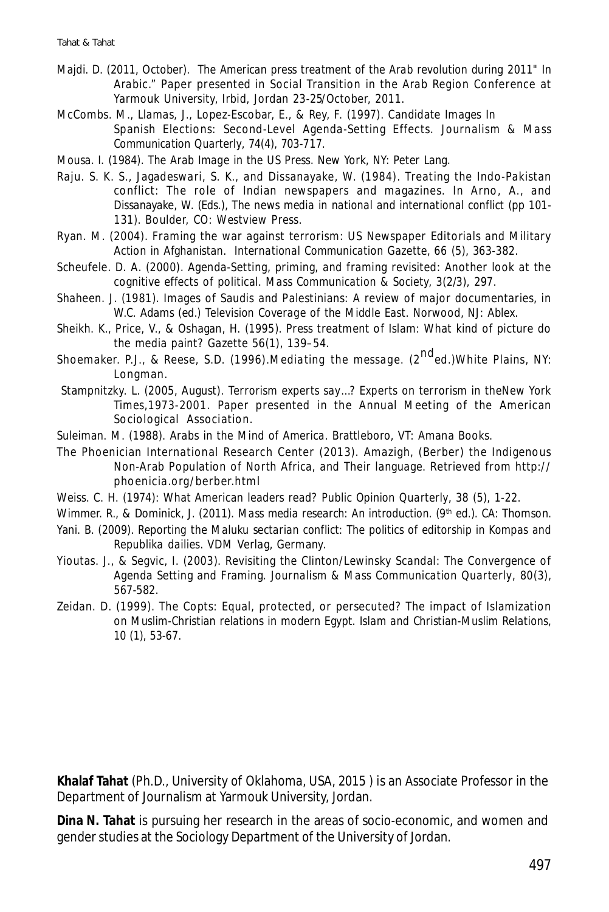Majdi. D. (2011, October). The American press treatment of the Arab revolution during 2011" In Arabic." Paper presented in Social Transition in the Arab Region Conference at Yarmouk University, Irbid, Jordan 23-25/October, 2011.

McCombs. M., Llamas, J., Lopez-Escobar, E., & Rey, F. (1997). Candidate Images In Spanish Elections: Second-Level Agenda-Setting Effects. Journalism & Mass Communication Quarterly, 74(4), 703-717.

Mousa. I. (1984). The Arab Image in the US Press. New York, NY: Peter Lang.

Raju. S. K. S., Jagadeswari, S. K., and Dissanayake, W. (1984). Treating the Indo-Pakistan conflict: The role of Indian newspapers and magazines. In Arno, A., and Dissanayake, W. (Eds.), The news media in national and international conflict (pp 101-131). Boulder, CO: Westview Press.

Ryan. M. (2004). Framing the war against terrorism: US Newspaper Editorials and Military Action in Afghanistan. International Communication Gazette, 66 (5), 363-382.

Scheufele. D. A. (2000). Agenda-Setting, priming, and framing revisited: Another look at the cognitive effects of political. Mass Communication & Society, 3(2/3), 297.

Shaheen. J. (1981). Images of Saudis and Palestinians: A review of major documentaries, in W.C. Adams (ed.) Television Coverage of the Middle East. Norwood, NJ: Ablex.

Sheikh. K., Price, V., & Oshagan, H. (1995). Press treatment of Islam: What kind of picture do the media paint? Gazette 56(1), 139–54.

Shoemaker. P.J., & Reese, S.D. (1996).Mediating the message. (2nd ed.)White Plains, NY: Longman.

Stampnitzky. L. (2005, August). Terrorism experts say...? Experts on terrorism in theNew York Times,1973-2001. Paper presented in the Annual Meeting of the American Sociological Association.

Suleiman. M. (1988). Arabs in the Mind of America. Brattleboro, VT: Amana Books.

The Phoenician International Research Center (2013). Amazigh, (Berber) the Indigenous Non-Arab Population of North Africa, and Their language. Retrieved from http://phoenicia.org/berber.html

Weiss. C. H. (1974): What American leaders read? Public Opinion Quarterly, 38 (5), 1-22.

Wimmer. R., & Dominick, J. (2011). Mass media research: An introduction. (9th ed.). CA: Thomson.

Yani. B. (2009). Reporting the Maluku sectarian conflict: The politics of editorship in Kompas and Republika dailies. VDM Verlag, Germany.

Yioutas. J., & Segvic, I. (2003). Revisiting the Clinton/Lewinsky Scandal: The Convergence of Agenda Setting and Framing. Journalism & Mass Communication Quarterly, 80(3), 567-582.

Zeidan. D. (1999). The Copts: Equal, protected, or persecuted? The impact of Islamization on Muslim-Christian relations in modern Egypt. Islam and Christian-Muslim Relations, 10 (1), 53-67.

**Khalaf Tahat** (Ph.D., University of Oklahoma, USA, 2015 ) is an Associate Professor in the Department of Journalism at Yarmouk University, Jordan.

**Dina N. Tahat** is pursuing her research in the areas of socio-economic, and women and gender studies at the Sociology Department of the University of Jordan.